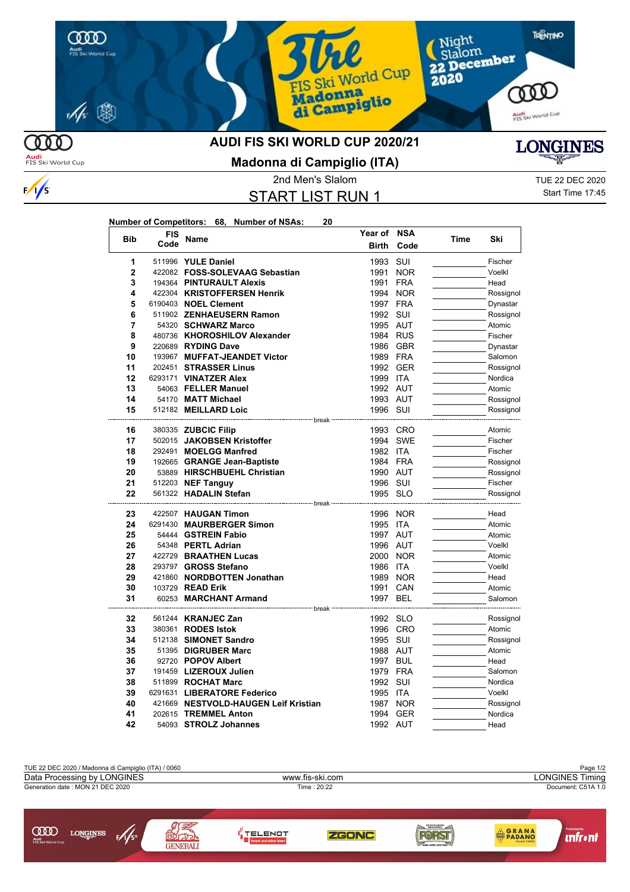# AUDI FIS SKI WORLD CUP 2020/21

## Madonna di Campiglio (ITA)

2nd Men's Slalom

TUE 22 DEC 2020

Start Time 17:45

## START LIST RUN 1

**Number of Competitors: 68, Number of NSAs: 20**

| Bib | FIS Code | Name | Year of Birth | NSA Code | Time | Ski |
|---|---|---|---|---|---|---|
| 1 | 511996 | **YULE Daniel** | 1993 | SUI | | Fischer |
| 2 | 422082 | **FOSS-SOLEVAAG Sebastian** | 1991 | NOR | | Voelkl |
| 3 | 194364 | **PINTURAULT Alexis** | 1991 | FRA | | Head |
| 4 | 422304 | **KRISTOFFERSEN Henrik** | 1994 | NOR | | Rossignol |
| 5 | 6190403 | **NOEL Clement** | 1997 | FRA | | Dynastar |
| 6 | 511902 | **ZENHAEUSERN Ramon** | 1992 | SUI | | Rossignol |
| 7 | 54320 | **SCHWARZ Marco** | 1995 | AUT | | Atomic |
| 8 | 480736 | **KHOROSHILOV Alexander** | 1984 | RUS | | Fischer |
| 9 | 220689 | **RYDING Dave** | 1986 | GBR | | Dynastar |
| 10 | 193967 | **MUFFAT-JEANDET Victor** | 1989 | FRA | | Salomon |
| 11 | 202451 | **STRASSER Linus** | 1992 | GER | | Rossignol |
| 12 | 6293171 | **VINATZER Alex** | 1999 | ITA | | Nordica |
| 13 | 54063 | **FELLER Manuel** | 1992 | AUT | | Atomic |
| 14 | 54170 | **MATT Michael** | 1993 | AUT | | Rossignol |
| 15 | 512182 | **MEILLARD Loic** | 1996 | SUI | | Rossignol |
| | | break | | | | |
| 16 | 380335 | **ZUBCIC Filip** | 1993 | CRO | | Atomic |
| 17 | 502015 | **JAKOBSEN Kristoffer** | 1994 | SWE | | Fischer |
| 18 | 292491 | **MOELGG Manfred** | 1982 | ITA | | Fischer |
| 19 | 192665 | **GRANGE Jean-Baptiste** | 1984 | FRA | | Rossignol |
| 20 | 53889 | **HIRSCHBUEHL Christian** | 1990 | AUT | | Rossignol |
| 21 | 512203 | **NEF Tanguy** | 1996 | SUI | | Fischer |
| 22 | 561322 | **HADALIN Stefan** | 1995 | SLO | | Rossignol |
| | | break | | | | |
| 23 | 422507 | **HAUGAN Timon** | 1996 | NOR | | Head |
| 24 | 6291430 | **MAURBERGER Simon** | 1995 | ITA | | Atomic |
| 25 | 54444 | **GSTREIN Fabio** | 1997 | AUT | | Atomic |
| 26 | 54348 | **PERTL Adrian** | 1996 | AUT | | Voelkl |
| 27 | 422729 | **BRAATHEN Lucas** | 2000 | NOR | | Atomic |
| 28 | 293797 | **GROSS Stefano** | 1986 | ITA | | Voelkl |
| 29 | 421860 | **NORDBOTTEN Jonathan** | 1989 | NOR | | Head |
| 30 | 103729 | **READ Erik** | 1991 | CAN | | Atomic |
| 31 | 60253 | **MARCHANT Armand** | 1997 | BEL | | Salomon |
| | | break | | | | |
| 32 | 561244 | **KRANJEC Zan** | 1992 | SLO | | Rossignol |
| 33 | 380361 | **RODES Istok** | 1996 | CRO | | Atomic |
| 34 | 512138 | **SIMONET Sandro** | 1995 | SUI | | Rossignol |
| 35 | 51395 | **DIGRUBER Marc** | 1988 | AUT | | Atomic |
| 36 | 92720 | **POPOV Albert** | 1997 | BUL | | Head |
| 37 | 191459 | **LIZEROUX Julien** | 1979 | FRA | | Salomon |
| 38 | 511899 | **ROCHAT Marc** | 1992 | SUI | | Nordica |
| 39 | 6291631 | **LIBERATORE Federico** | 1995 | ITA | | Voelkl |
| 40 | 421669 | **NESTVOLD-HAUGEN Leif Kristian** | 1987 | NOR | | Rossignol |
| 41 | 202615 | **TREMMEL Anton** | 1994 | GER | | Nordica |
| 42 | 54093 | **STROLZ Johannes** | 1992 | AUT | | Head |

TUE 22 DEC 2020 / Madonna di Campiglio (ITA) / 0060

Data Processing by LONGINES — www.fis-ski.com — LONGINES Timing

Generation date : MON 21 DEC 2020 — Time : 20:22 — Document: C51A 1.0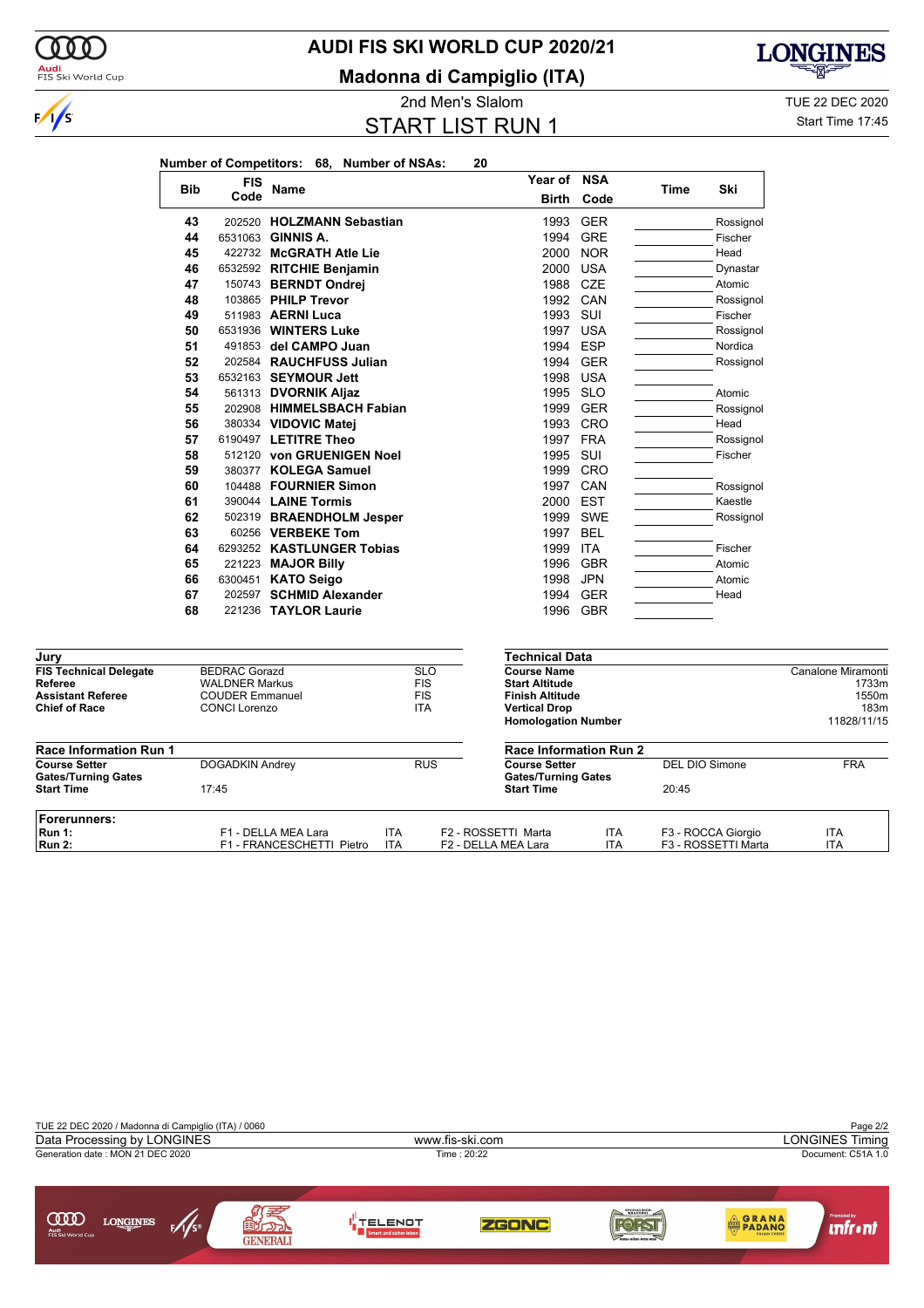# AUDI FIS SKI WORLD CUP 2020/21

## Madonna di Campiglio (ITA)

2nd Men's Slalom

TUE 22 DEC 2020

## START LIST RUN 1

Start Time 17:45

**Number of Competitors: 68, Number of NSAs: 20**

| Bib | FIS Code | Name | Year of Birth | NSA Code | Time | Ski |
|---|---|---|---|---|---|---|
| 43 | 202520 | **HOLZMANN Sebastian** | 1993 | GER | | Rossignol |
| 44 | 6531063 | **GINNIS A.** | 1994 | GRE | | Fischer |
| 45 | 422732 | **McGRATH Atle Lie** | 2000 | NOR | | Head |
| 46 | 6532592 | **RITCHIE Benjamin** | 2000 | USA | | Dynastar |
| 47 | 150743 | **BERNDT Ondrej** | 1988 | CZE | | Atomic |
| 48 | 103865 | **PHILP Trevor** | 1992 | CAN | | Rossignol |
| 49 | 511983 | **AERNI Luca** | 1993 | SUI | | Fischer |
| 50 | 6531936 | **WINTERS Luke** | 1997 | USA | | Rossignol |
| 51 | 491853 | **del CAMPO Juan** | 1994 | ESP | | Nordica |
| 52 | 202584 | **RAUCHFUSS Julian** | 1994 | GER | | Rossignol |
| 53 | 6532163 | **SEYMOUR Jett** | 1998 | USA | | |
| 54 | 561313 | **DVORNIK Aljaz** | 1995 | SLO | | Atomic |
| 55 | 202908 | **HIMMELSBACH Fabian** | 1999 | GER | | Rossignol |
| 56 | 380334 | **VIDOVIC Matej** | 1993 | CRO | | Head |
| 57 | 6190497 | **LETITRE Theo** | 1997 | FRA | | Rossignol |
| 58 | 512120 | **von GRUENIGEN Noel** | 1995 | SUI | | Fischer |
| 59 | 380377 | **KOLEGA Samuel** | 1999 | CRO | | |
| 60 | 104488 | **FOURNIER Simon** | 1997 | CAN | | Rossignol |
| 61 | 390044 | **LAINE Tormis** | 2000 | EST | | Kaestle |
| 62 | 502319 | **BRAENDHOLM Jesper** | 1999 | SWE | | Rossignol |
| 63 | 60256 | **VERBEKE Tom** | 1997 | BEL | | |
| 64 | 6293252 | **KASTLUNGER Tobias** | 1999 | ITA | | Fischer |
| 65 | 221223 | **MAJOR Billy** | 1996 | GBR | | Atomic |
| 66 | 6300451 | **KATO Seigo** | 1998 | JPN | | Atomic |
| 67 | 202597 | **SCHMID Alexander** | 1994 | GER | | Head |
| 68 | 221236 | **TAYLOR Laurie** | 1996 | GBR | | |

| Jury | | |
|---|---|---|
| **FIS Technical Delegate** | BEDRAC Gorazd | SLO |
| **Referee** | WALDNER Markus | FIS |
| **Assistant Referee** | COUDER Emmanuel | FIS |
| **Chief of Race** | CONCI Lorenzo | ITA |

| Technical Data | |
|---|---|
| **Course Name** | Canalone Miramonti |
| **Start Altitude** | 1733m |
| **Finish Altitude** | 1550m |
| **Vertical Drop** | 183m |
| **Homologation Number** | 11828/11/15 |

| Race Information Run 1 | | |
|---|---|---|
| **Course Setter** | DOGADKIN Andrey | RUS |
| **Gates/Turning Gates** | | |
| **Start Time** | 17:45 | |

| Race Information Run 2 | | |
|---|---|---|
| **Course Setter** | DEL DIO Simone | FRA |
| **Gates/Turning Gates** | | |
| **Start Time** | 20:45 | |

| Forerunners: | | | | | | |
|---|---|---|---|---|---|---|
| **Run 1:** | F1 - DELLA MEA Lara | ITA | F2 - ROSSETTI Marta | ITA | F3 - ROCCA Giorgio | ITA |
| **Run 2:** | F1 - FRANCESCHETTI Pietro | ITA | F2 - DELLA MEA Lara | ITA | F3 - ROSSETTI Marta | ITA |

TUE 22 DEC 2020 / Madonna di Campiglio (ITA) / 0060

Data Processing by LONGINES | www.fis-ski.com | LONGINES Timing

Generation date : MON 21 DEC 2020 | Time : 20:22 | Document: C51A 1.0